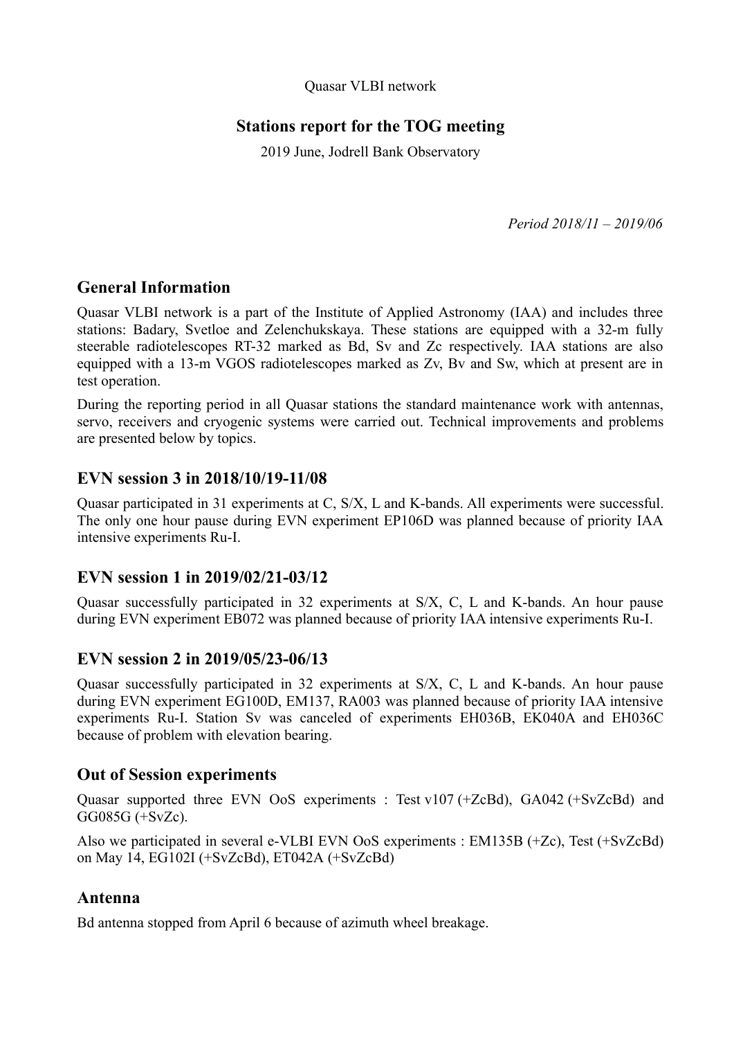Quasar VLBI network

# Stations report for the TOG meeting

2019 June, Jodrell Bank Observatory

*Period 2018/11 – 2019/06*

## General Information

Quasar VLBI network is a part of the Institute of Applied Astronomy (IAA) and includes three stations: Badary, Svetloe and Zelenchukskaya. These stations are equipped with a 32-m fully steerable radiotelescopes RT-32 marked as Bd, Sv and Zc respectively. IAA stations are also equipped with a 13-m VGOS radiotelescopes marked as Zv, Bv and Sw, which at present are in test operation.

During the reporting period in all Quasar stations the standard maintenance work with antennas, servo, receivers and cryogenic systems were carried out. Technical improvements and problems are presented below by topics.

## EVN session 3 in 2018/10/19-11/08

Quasar participated in 31 experiments at C, S/X, L and K-bands. All experiments were successful. The only one hour pause during EVN experiment EP106D was planned because of priority IAA intensive experiments Ru-I.

## EVN session 1 in 2019/02/21-03/12

Quasar successfully participated in 32 experiments at S/X, C, L and K-bands. An hour pause during EVN experiment EB072 was planned because of priority IAA intensive experiments Ru-I.

## EVN session 2 in 2019/05/23-06/13

Quasar successfully participated in 32 experiments at S/X, C, L and K-bands. An hour pause during EVN experiment EG100D, EM137, RA003 was planned because of priority IAA intensive experiments Ru-I. Station Sv was canceled of experiments EH036B, EK040A and EH036C because of problem with elevation bearing.

## Out of Session experiments

Quasar supported three EVN OoS experiments : Test v107 (+ZcBd), GA042 (+SvZcBd) and GG085G (+SvZc).

Also we participated in several e-VLBI EVN OoS experiments : EM135B (+Zc), Test (+SvZcBd) on May 14, EG102I (+SvZcBd), ET042A (+SvZcBd)

## Antenna

Bd antenna stopped from April 6 because of azimuth wheel breakage.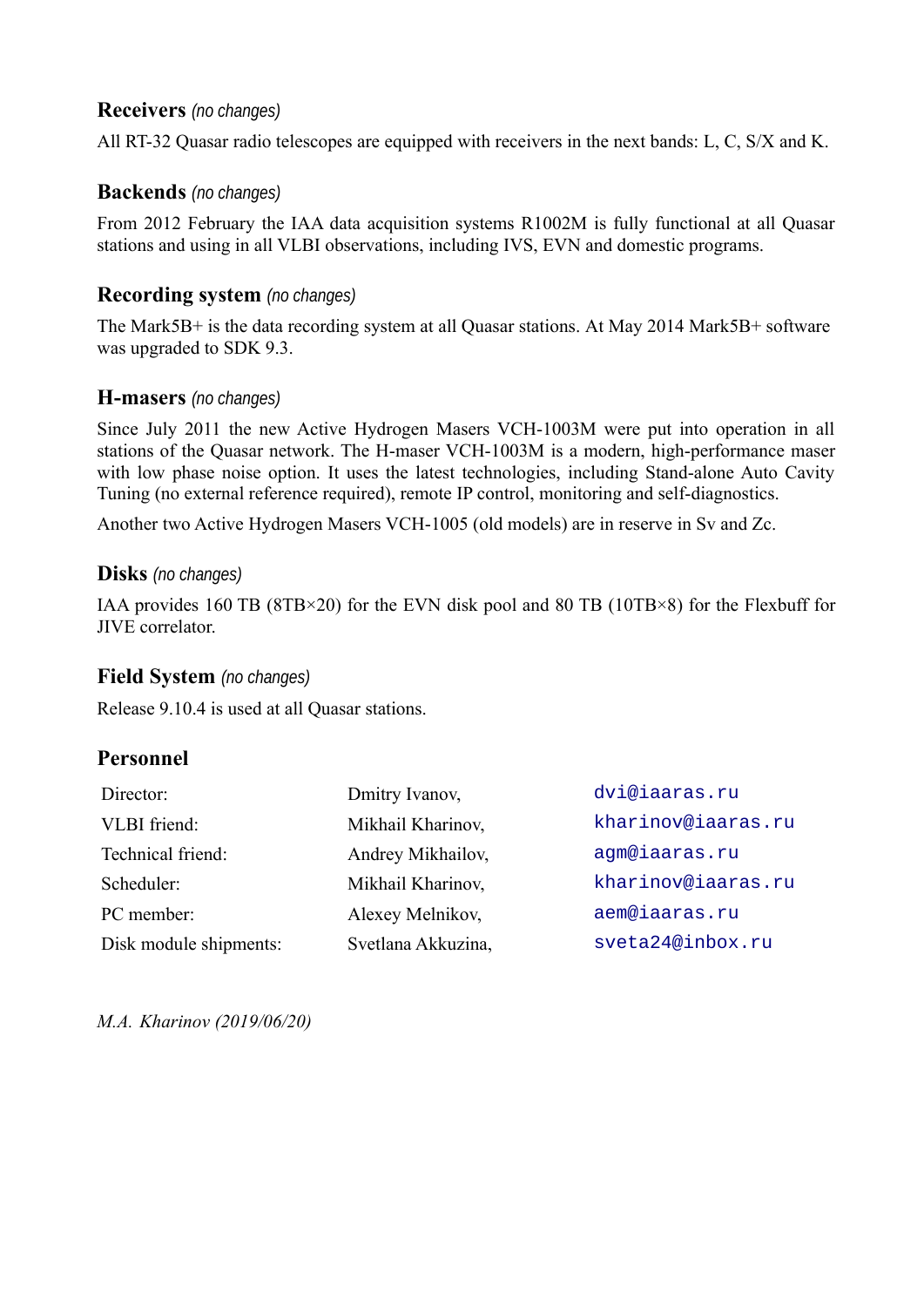## **Receivers** *(no changes)*

All RT-32 Quasar radio telescopes are equipped with receivers in the next bands: L, C, S/X and K.

## **Backends** *(no changes)*

From 2012 February the IAA data acquisition systems R1002M is fully functional at all Quasar stations and using in all VLBI observations, including IVS, EVN and domestic programs.

## **Recording system** *(no changes)*

The Mark5B+ is the data recording system at all Quasar stations. At May 2014 Mark5B+ software was upgraded to SDK 9.3.

## **H-masers** *(no changes)*

Since July 2011 the new Active Hydrogen Masers VCH-1003M were put into operation in all stations of the Quasar network. The H-maser VCH-1003M is a modern, high-performance maser with low phase noise option. It uses the latest technologies, including Stand-alone Auto Cavity Tuning (no external reference required), remote IP control, monitoring and self-diagnostics.

Another two Active Hydrogen Masers VCH-1005 (old models) are in reserve in Sv and Zc.

## **Disks** *(no changes)*

IAA provides 160 TB (8TB×20) for the EVN disk pool and 80 TB (10TB×8) for the Flexbuff for JIVE correlator.

## **Field System** *(no changes)*

Release 9.10.4 is used at all Quasar stations.

## **Personnel**

| | | |
|---|---|---|
| Director: | Dmitry Ivanov, | dvi@iaaras.ru |
| VLBI friend: | Mikhail Kharinov, | kharinov@iaaras.ru |
| Technical friend: | Andrey Mikhailov, | agm@iaaras.ru |
| Scheduler: | Mikhail Kharinov, | kharinov@iaaras.ru |
| PC member: | Alexey Melnikov, | aem@iaaras.ru |
| Disk module shipments: | Svetlana Akkuzina, | sveta24@inbox.ru |

*M.A. Kharinov (2019/06/20)*